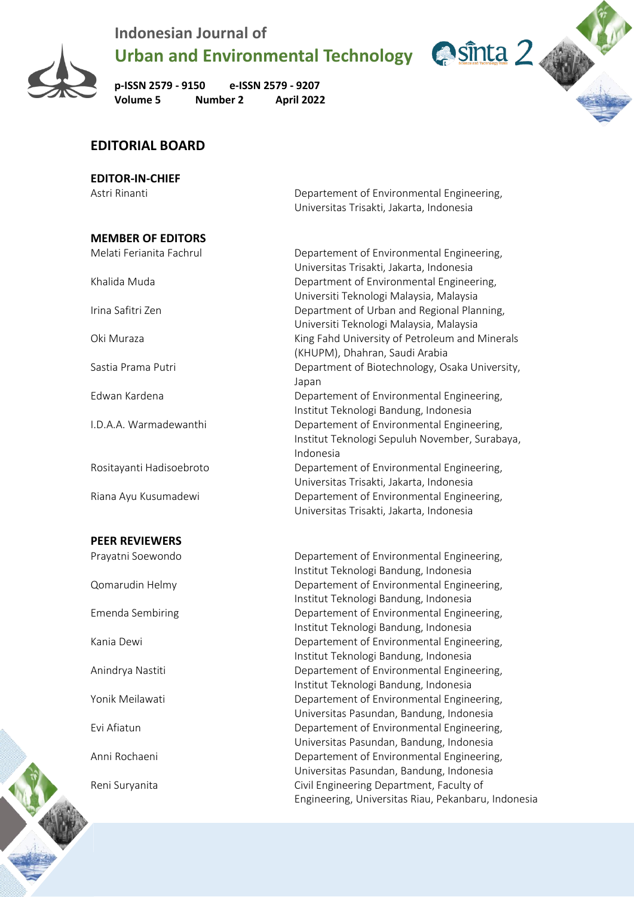# Indonesian Journal of Urban and Environmental Technology

**p-ISSN 2579 - 9150 e-ISSN 2579 - 9207**
**Volume 5 Number 2 April 2022**

## EDITORIAL BOARD

### EDITOR-IN-CHIEF

| | |
|---|---|
| Astri Rinanti | Departement of Environmental Engineering, Universitas Trisakti, Jakarta, Indonesia |

### MEMBER OF EDITORS

| | |
|---|---|
| Melati Ferianita Fachrul | Departement of Environmental Engineering, Universitas Trisakti, Jakarta, Indonesia |
| Khalida Muda | Department of Environmental Engineering, Universiti Teknologi Malaysia, Malaysia |
| Irina Safitri Zen | Department of Urban and Regional Planning, Universiti Teknologi Malaysia, Malaysia |
| Oki Muraza | King Fahd University of Petroleum and Minerals (KHUPM), Dhahran, Saudi Arabia |
| Sastia Prama Putri | Department of Biotechnology, Osaka University, Japan |
| Edwan Kardena | Departement of Environmental Engineering, Institut Teknologi Bandung, Indonesia |
| I.D.A.A. Warmadewanthi | Departement of Environmental Engineering, Institut Teknologi Sepuluh November, Surabaya, Indonesia |
| Rositayanti Hadisoebroto | Departement of Environmental Engineering, Universitas Trisakti, Jakarta, Indonesia |
| Riana Ayu Kusumadewi | Departement of Environmental Engineering, Universitas Trisakti, Jakarta, Indonesia |

### PEER REVIEWERS

| | |
|---|---|
| Prayatni Soewondo | Departement of Environmental Engineering, Institut Teknologi Bandung, Indonesia |
| Qomarudin Helmy | Departement of Environmental Engineering, Institut Teknologi Bandung, Indonesia |
| Emenda Sembiring | Departement of Environmental Engineering, Institut Teknologi Bandung, Indonesia |
| Kania Dewi | Departement of Environmental Engineering, Institut Teknologi Bandung, Indonesia |
| Anindrya Nastiti | Departement of Environmental Engineering, Institut Teknologi Bandung, Indonesia |
| Yonik Meilawati | Departement of Environmental Engineering, Universitas Pasundan, Bandung, Indonesia |
| Evi Afiatun | Departement of Environmental Engineering, Universitas Pasundan, Bandung, Indonesia |
| Anni Rochaeni | Departement of Environmental Engineering, Universitas Pasundan, Bandung, Indonesia |
| Reni Suryanita | Civil Engineering Department, Faculty of Engineering, Universitas Riau, Pekanbaru, Indonesia |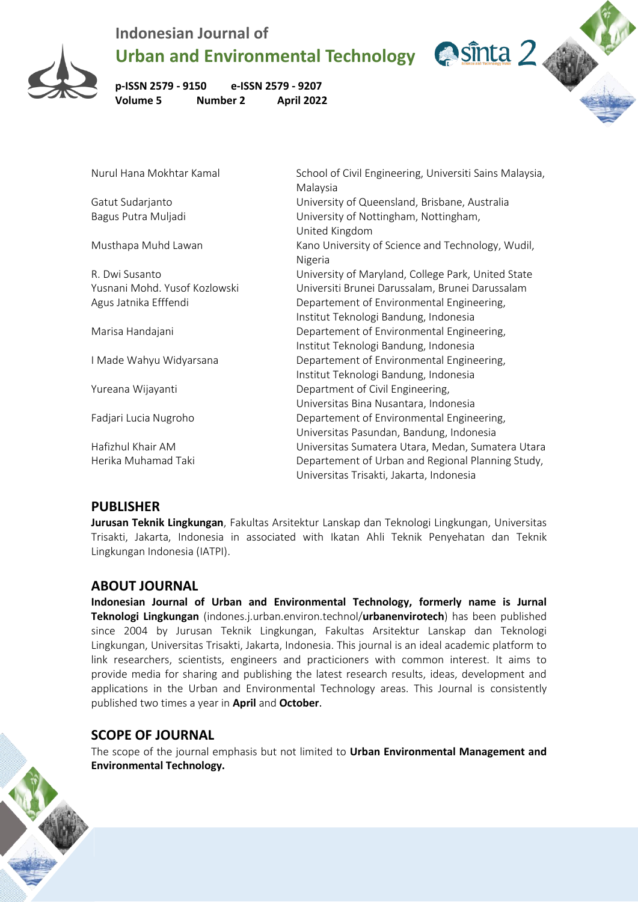| | |
|---|---|
| Nurul Hana Mokhtar Kamal | School of Civil Engineering, Universiti Sains Malaysia, Malaysia |
| Gatut Sudarjanto | University of Queensland, Brisbane, Australia |
| Bagus Putra Muljadi | University of Nottingham, Nottingham, United Kingdom |
| Musthapa Muhd Lawan | Kano University of Science and Technology, Wudil, Nigeria |
| R. Dwi Susanto | University of Maryland, College Park, United State |
| Yusnani Mohd. Yusof Kozlowski | Universiti Brunei Darussalam, Brunei Darussalam |
| Agus Jatnika Efffendi | Departement of Environmental Engineering, Institut Teknologi Bandung, Indonesia |
| Marisa Handajani | Departement of Environmental Engineering, Institut Teknologi Bandung, Indonesia |
| I Made Wahyu Widyarsana | Departement of Environmental Engineering, Institut Teknologi Bandung, Indonesia |
| Yureana Wijayanti | Department of Civil Engineering, Universitas Bina Nusantara, Indonesia |
| Fadjari Lucia Nugroho | Departement of Environmental Engineering, Universitas Pasundan, Bandung, Indonesia |
| Hafizhul Khair AM | Universitas Sumatera Utara, Medan, Sumatera Utara |
| Herika Muhamad Taki | Departement of Urban and Regional Planning Study, Universitas Trisakti, Jakarta, Indonesia |

## PUBLISHER

**Jurusan Teknik Lingkungan**, Fakultas Arsitektur Lanskap dan Teknologi Lingkungan, Universitas Trisakti, Jakarta, Indonesia in associated with Ikatan Ahli Teknik Penyehatan dan Teknik Lingkungan Indonesia (IATPI).

## ABOUT JOURNAL

**Indonesian Journal of Urban and Environmental Technology, formerly name is Jurnal Teknologi Lingkungan** (indones.j.urban.environ.technol/**urbanenvirotech**) has been published since 2004 by Jurusan Teknik Lingkungan, Fakultas Arsitektur Lanskap dan Teknologi Lingkungan, Universitas Trisakti, Jakarta, Indonesia. This journal is an ideal academic platform to link researchers, scientists, engineers and practicioners with common interest. It aims to provide media for sharing and publishing the latest research results, ideas, development and applications in the Urban and Environmental Technology areas. This Journal is consistently published two times a year in **April** and **October**.

## SCOPE OF JOURNAL

The scope of the journal emphasis but not limited to **Urban Environmental Management and Environmental Technology.**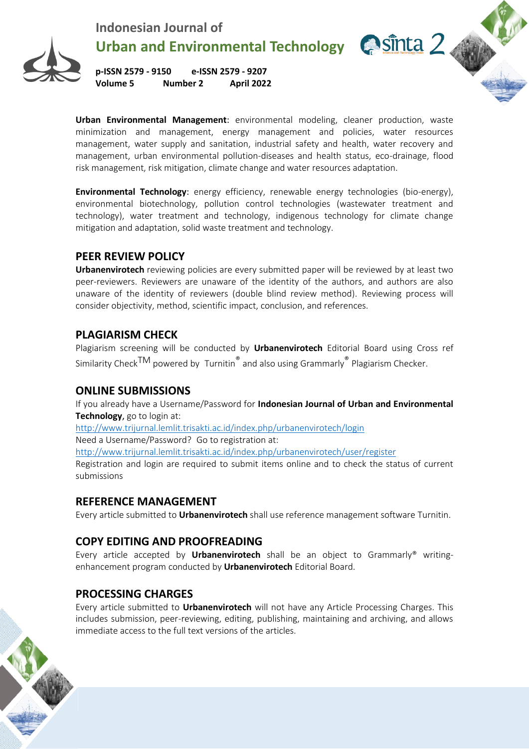**Urban Environmental Management**: environmental modeling, cleaner production, waste minimization and management, energy management and policies, water resources management, water supply and sanitation, industrial safety and health, water recovery and management, urban environmental pollution-diseases and health status, eco-drainage, flood risk management, risk mitigation, climate change and water resources adaptation.

**Environmental Technology**: energy efficiency, renewable energy technologies (bio-energy), environmental biotechnology, pollution control technologies (wastewater treatment and technology), water treatment and technology, indigenous technology for climate change mitigation and adaptation, solid waste treatment and technology.

## PEER REVIEW POLICY

**Urbanenvirotech** reviewing policies are every submitted paper will be reviewed by at least two peer-reviewers. Reviewers are unaware of the identity of the authors, and authors are also unaware of the identity of reviewers (double blind review method). Reviewing process will consider objectivity, method, scientific impact, conclusion, and references.

## PLAGIARISM CHECK

Plagiarism screening will be conducted by **Urbanenvirotech** Editorial Board using Cross ref Similarity Check™ powered by Turnitin® and also using Grammarly® Plagiarism Checker.

## ONLINE SUBMISSIONS

If you already have a Username/Password for **Indonesian Journal of Urban and Environmental Technology**, go to login at:

http://www.trijurnal.lemlit.trisakti.ac.id/index.php/urbanenvirotech/login

Need a Username/Password? Go to registration at:

http://www.trijurnal.lemlit.trisakti.ac.id/index.php/urbanenvirotech/user/register

Registration and login are required to submit items online and to check the status of current submissions

## REFERENCE MANAGEMENT

Every article submitted to **Urbanenvirotech** shall use reference management software Turnitin.

## COPY EDITING AND PROOFREADING

Every article accepted by **Urbanenvirotech** shall be an object to Grammarly® writing-enhancement program conducted by **Urbanenvirotech** Editorial Board.

## PROCESSING CHARGES

Every article submitted to **Urbanenvirotech** will not have any Article Processing Charges. This includes submission, peer-reviewing, editing, publishing, maintaining and archiving, and allows immediate access to the full text versions of the articles.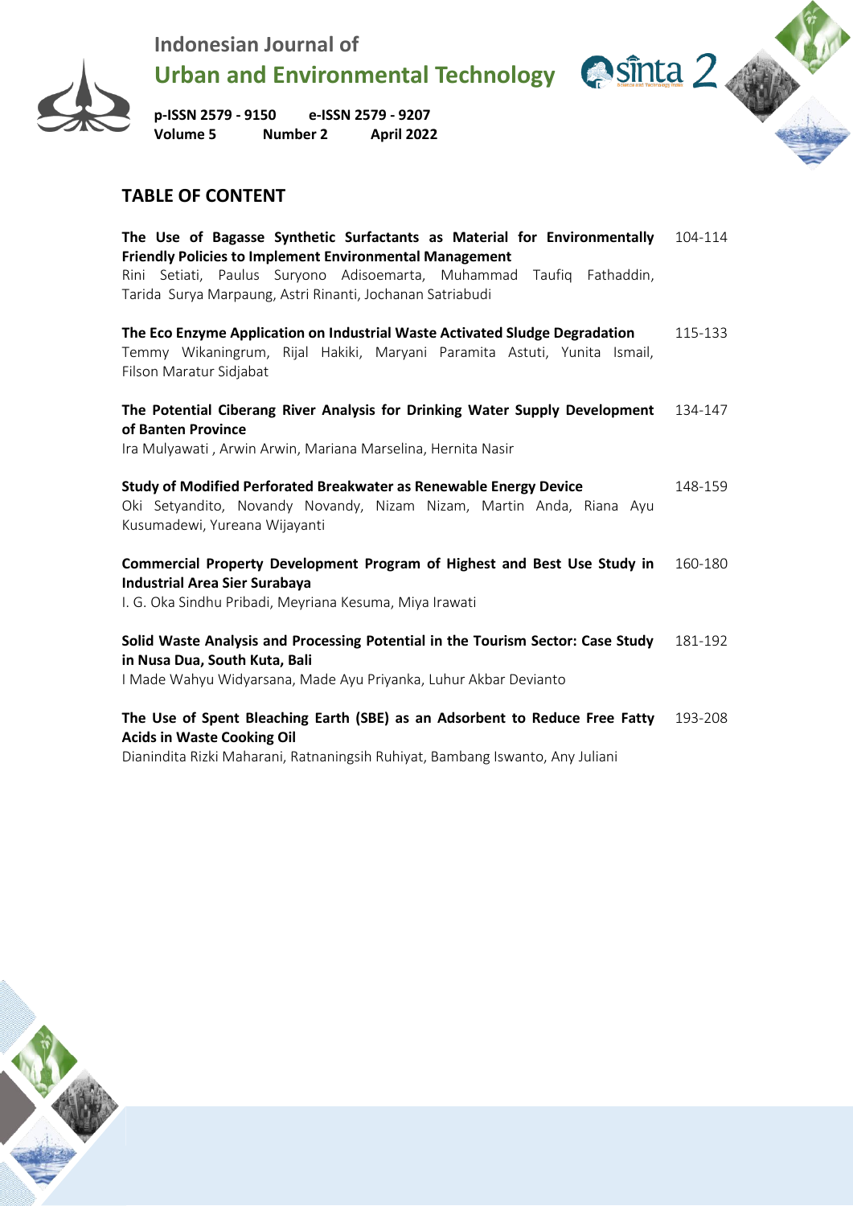Indonesian Journal of
**Urban and Environmental Technology**

**p-ISSN 2579 - 9150 e-ISSN 2579 - 9207**
**Volume 5 Number 2 April 2022**

## TABLE OF CONTENT

**The Use of Bagasse Synthetic Surfactants as Material for Environmentally Friendly Policies to Implement Environmental Management** 104-114
Rini Setiati, Paulus Suryono Adisoemarta, Muhammad Taufiq Fathaddin, Tarida Surya Marpaung, Astri Rinanti, Jochanan Satriabudi

**The Eco Enzyme Application on Industrial Waste Activated Sludge Degradation** 115-133
Temmy Wikaningrum, Rijal Hakiki, Maryani Paramita Astuti, Yunita Ismail, Filson Maratur Sidjabat

**The Potential Ciberang River Analysis for Drinking Water Supply Development of Banten Province** 134-147
Ira Mulyawati , Arwin Arwin, Mariana Marselina, Hernita Nasir

**Study of Modified Perforated Breakwater as Renewable Energy Device** 148-159
Oki Setyandito, Novandy Novandy, Nizam Nizam, Martin Anda, Riana Ayu Kusumadewi, Yureana Wijayanti

**Commercial Property Development Program of Highest and Best Use Study in Industrial Area Sier Surabaya** 160-180
I. G. Oka Sindhu Pribadi, Meyriana Kesuma, Miya Irawati

**Solid Waste Analysis and Processing Potential in the Tourism Sector: Case Study in Nusa Dua, South Kuta, Bali** 181-192
I Made Wahyu Widyarsana, Made Ayu Priyanka, Luhur Akbar Devianto

**The Use of Spent Bleaching Earth (SBE) as an Adsorbent to Reduce Free Fatty Acids in Waste Cooking Oil** 193-208
Dianindita Rizki Maharani, Ratnaningsih Ruhiyat, Bambang Iswanto, Any Juliani